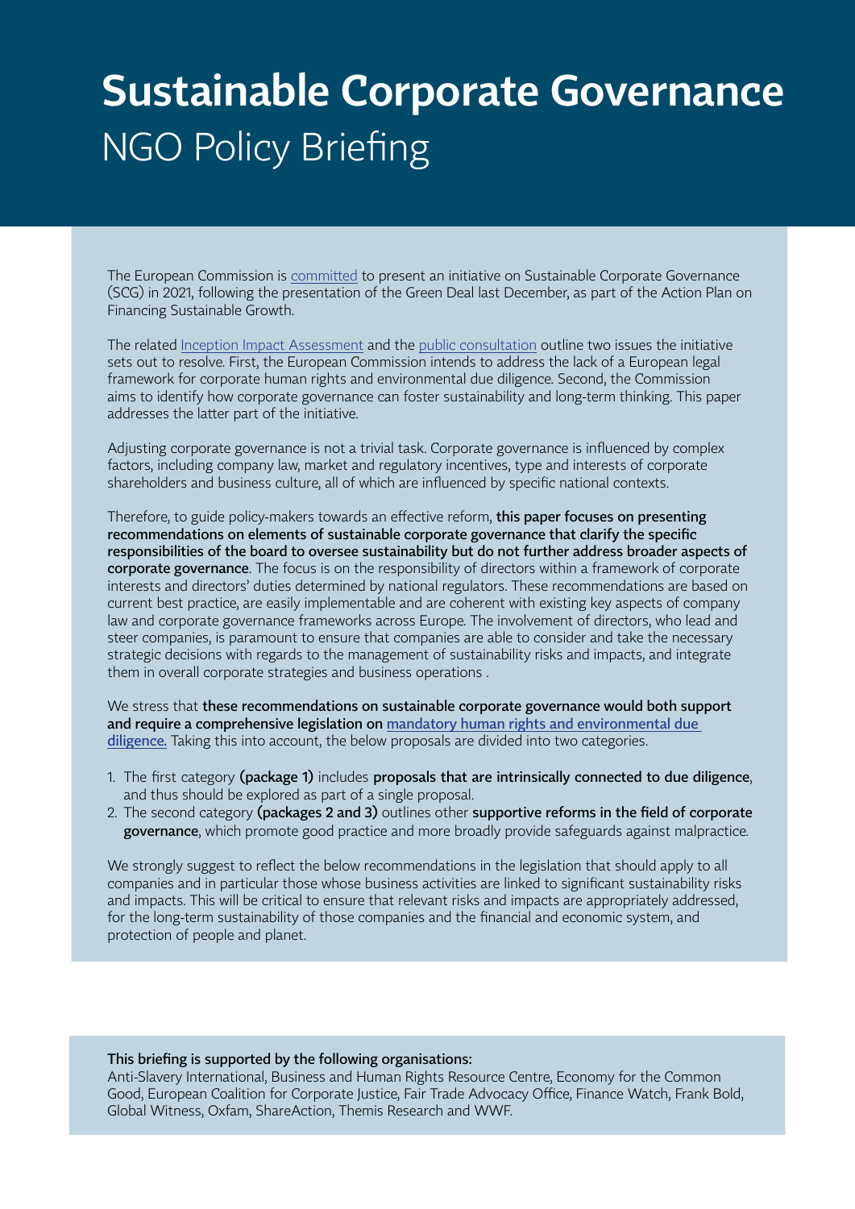# Sustainable Corporate Governance

## NGO Policy Briefing

The European Commission is committed to present an initiative on Sustainable Corporate Governance (SCG) in 2021, following the presentation of the Green Deal last December, as part of the Action Plan on Financing Sustainable Growth.

The related Inception Impact Assessment and the public consultation outline two issues the initiative sets out to resolve. First, the European Commission intends to address the lack of a European legal framework for corporate human rights and environmental due diligence. Second, the Commission aims to identify how corporate governance can foster sustainability and long-term thinking. This paper addresses the latter part of the initiative.

Adjusting corporate governance is not a trivial task. Corporate governance is influenced by complex factors, including company law, market and regulatory incentives, type and interests of corporate shareholders and business culture, all of which are influenced by specific national contexts.

Therefore, to guide policy-makers towards an effective reform, **this paper focuses on presenting recommendations on elements of sustainable corporate governance that clarify the specific responsibilities of the board to oversee sustainability but do not further address broader aspects of corporate governance**. The focus is on the responsibility of directors within a framework of corporate interests and directors' duties determined by national regulators. These recommendations are based on current best practice, are easily implementable and are coherent with existing key aspects of company law and corporate governance frameworks across Europe. The involvement of directors, who lead and steer companies, is paramount to ensure that companies are able to consider and take the necessary strategic decisions with regards to the management of sustainability risks and impacts, and integrate them in overall corporate strategies and business operations .

We stress that **these recommendations on sustainable corporate governance would both support and require a comprehensive legislation on mandatory human rights and environmental due diligence.** Taking this into account, the below proposals are divided into two categories.

1. The first category **(package 1)** includes **proposals that are intrinsically connected to due diligence**, and thus should be explored as part of a single proposal.
2. The second category **(packages 2 and 3)** outlines other **supportive reforms in the field of corporate governance**, which promote good practice and more broadly provide safeguards against malpractice.

We strongly suggest to reflect the below recommendations in the legislation that should apply to all companies and in particular those whose business activities are linked to significant sustainability risks and impacts. This will be critical to ensure that relevant risks and impacts are appropriately addressed, for the long-term sustainability of those companies and the financial and economic system, and protection of people and planet.

**This briefing is supported by the following organisations:**
Anti-Slavery International, Business and Human Rights Resource Centre, Economy for the Common Good, European Coalition for Corporate Justice, Fair Trade Advocacy Office, Finance Watch, Frank Bold, Global Witness, Oxfam, ShareAction, Themis Research and WWF.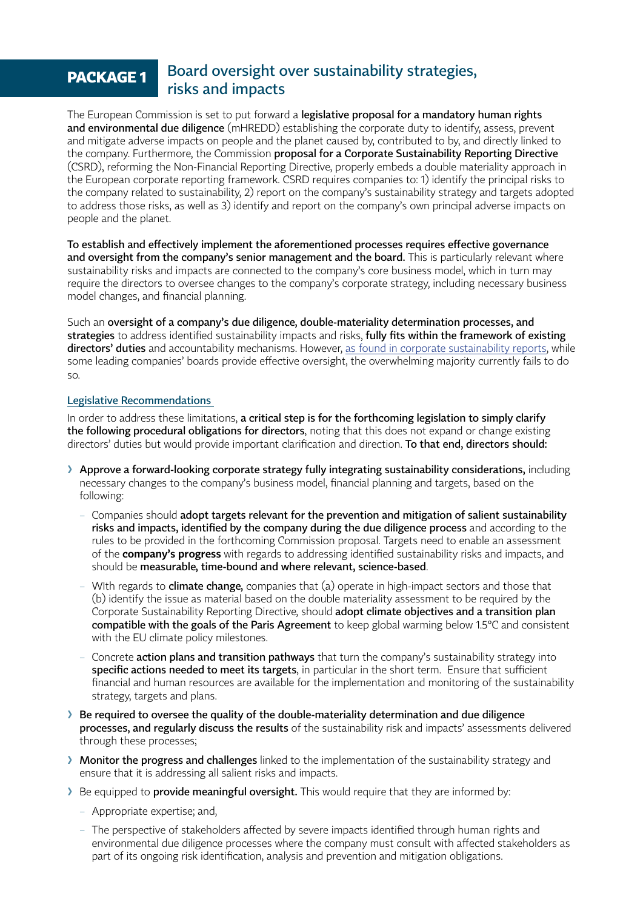## PACKAGE 1 Board oversight over sustainability strategies, risks and impacts

The European Commission is set to put forward a **legislative proposal for a mandatory human rights and environmental due diligence** (mHREDD) establishing the corporate duty to identify, assess, prevent and mitigate adverse impacts on people and the planet caused by, contributed to by, and directly linked to the company. Furthermore, the Commission **proposal for a Corporate Sustainability Reporting Directive** (CSRD), reforming the Non-Financial Reporting Directive, properly embeds a double materiality approach in the European corporate reporting framework. CSRD requires companies to: 1) identify the principal risks to the company related to sustainability, 2) report on the company's sustainability strategy and targets adopted to address those risks, as well as 3) identify and report on the company's own principal adverse impacts on people and the planet.

**To establish and effectively implement the aforementioned processes requires effective governance and oversight from the company's senior management and the board.** This is particularly relevant where sustainability risks and impacts are connected to the company's core business model, which in turn may require the directors to oversee changes to the company's corporate strategy, including necessary business model changes, and financial planning.

Such an **oversight of a company's due diligence, double-materiality determination processes, and strategies** to address identified sustainability impacts and risks, **fully fits within the framework of existing directors' duties** and accountability mechanisms. However, as found in corporate sustainability reports, while some leading companies' boards provide effective oversight, the overwhelming majority currently fails to do so.

### Legislative Recommendations

In order to address these limitations, **a critical step is for the forthcoming legislation to simply clarify the following procedural obligations for directors**, noting that this does not expand or change existing directors' duties but would provide important clarification and direction. **To that end, directors should:**

- **Approve a forward-looking corporate strategy fully integrating sustainability considerations,** including necessary changes to the company's business model, financial planning and targets, based on the following:
  - Companies should **adopt targets relevant for the prevention and mitigation of salient sustainability risks and impacts, identified by the company during the due diligence process** and according to the rules to be provided in the forthcoming Commission proposal. Targets need to enable an assessment of the **company's progress** with regards to addressing identified sustainability risks and impacts, and should be **measurable, time-bound and where relevant, science-based**.
  - WIth regards to **climate change,** companies that (a) operate in high-impact sectors and those that (b) identify the issue as material based on the double materiality assessment to be required by the Corporate Sustainability Reporting Directive, should **adopt climate objectives and a transition plan compatible with the goals of the Paris Agreement** to keep global warming below 1.5°C and consistent with the EU climate policy milestones.
  - Concrete **action plans and transition pathways** that turn the company's sustainability strategy into **specific actions needed to meet its targets**, in particular in the short term. Ensure that sufficient financial and human resources are available for the implementation and monitoring of the sustainability strategy, targets and plans.
- **Be required to oversee the quality of the double-materiality determination and due diligence processes, and regularly discuss the results** of the sustainability risk and impacts' assessments delivered through these processes;
- **Monitor the progress and challenges** linked to the implementation of the sustainability strategy and ensure that it is addressing all salient risks and impacts.
- Be equipped to **provide meaningful oversight.** This would require that they are informed by:
  - Appropriate expertise; and,
  - The perspective of stakeholders affected by severe impacts identified through human rights and environmental due diligence processes where the company must consult with affected stakeholders as part of its ongoing risk identification, analysis and prevention and mitigation obligations.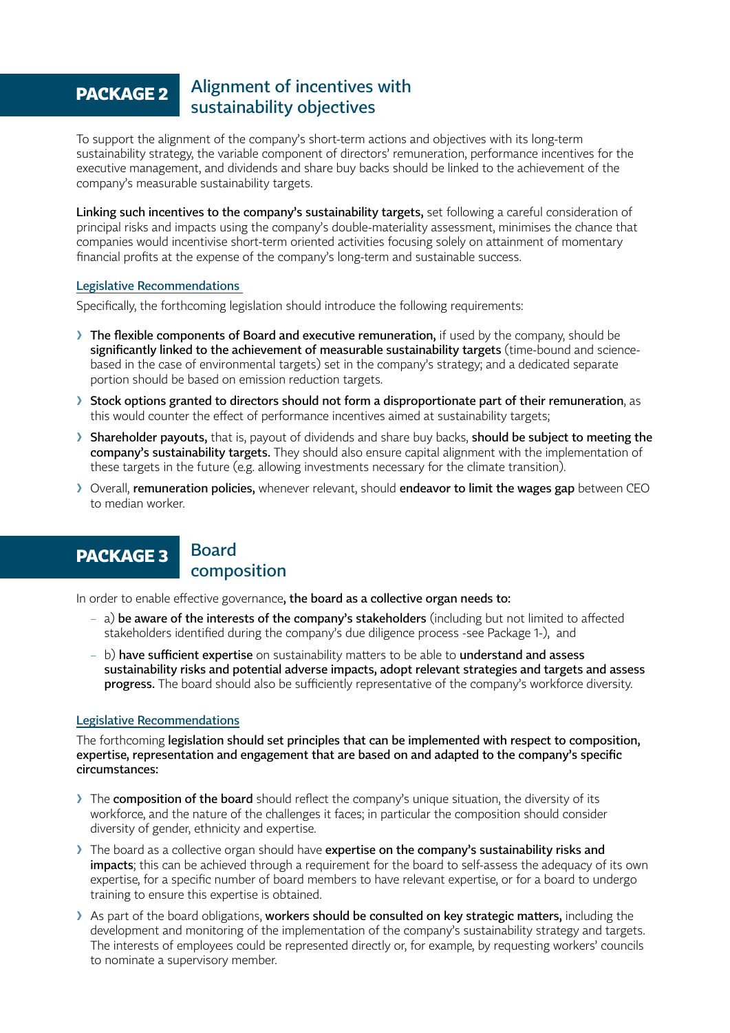## PACKAGE 2 Alignment of incentives with sustainability objectives

To support the alignment of the company's short-term actions and objectives with its long-term sustainability strategy, the variable component of directors' remuneration, performance incentives for the executive management, and dividends and share buy backs should be linked to the achievement of the company's measurable sustainability targets.

**Linking such incentives to the company's sustainability targets,** set following a careful consideration of principal risks and impacts using the company's double-materiality assessment, minimises the chance that companies would incentivise short-term oriented activities focusing solely on attainment of momentary financial profits at the expense of the company's long-term and sustainable success.

### Legislative Recommendations

Specifically, the forthcoming legislation should introduce the following requirements:

- **The flexible components of Board and executive remuneration,** if used by the company, should be **significantly linked to the achievement of measurable sustainability targets** (time-bound and science-based in the case of environmental targets) set in the company's strategy; and a dedicated separate portion should be based on emission reduction targets.
- **Stock options granted to directors should not form a disproportionate part of their remuneration**, as this would counter the effect of performance incentives aimed at sustainability targets;
- **Shareholder payouts,** that is, payout of dividends and share buy backs, **should be subject to meeting the company's sustainability targets.** They should also ensure capital alignment with the implementation of these targets in the future (e.g. allowing investments necessary for the climate transition).
- Overall, **remuneration policies,** whenever relevant, should **endeavor to limit the wages gap** between CEO to median worker.

## PACKAGE 3 Board composition

In order to enable effective governance**, the board as a collective organ needs to:**

- a) **be aware of the interests of the company's stakeholders** (including but not limited to affected stakeholders identified during the company's due diligence process -see Package 1-), and
- b) **have sufficient expertise** on sustainability matters to be able to **understand and assess sustainability risks and potential adverse impacts, adopt relevant strategies and targets and assess progress.** The board should also be sufficiently representative of the company's workforce diversity.

### Legislative Recommendations

The forthcoming **legislation should set principles that can be implemented with respect to composition, expertise, representation and engagement that are based on and adapted to the company's specific circumstances:**

- The **composition of the board** should reflect the company's unique situation, the diversity of its workforce, and the nature of the challenges it faces; in particular the composition should consider diversity of gender, ethnicity and expertise.
- The board as a collective organ should have **expertise on the company's sustainability risks and impacts**; this can be achieved through a requirement for the board to self-assess the adequacy of its own expertise, for a specific number of board members to have relevant expertise, or for a board to undergo training to ensure this expertise is obtained.
- As part of the board obligations, **workers should be consulted on key strategic matters,** including the development and monitoring of the implementation of the company's sustainability strategy and targets. The interests of employees could be represented directly or, for example, by requesting workers' councils to nominate a supervisory member.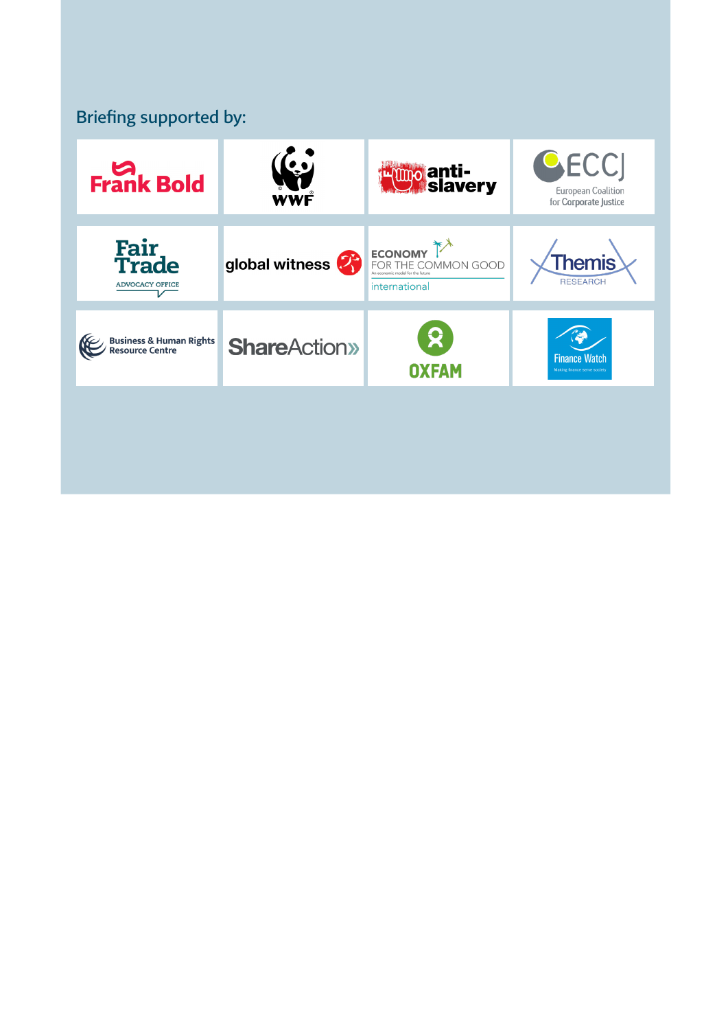Briefing supported by:

Frank Bold

WWF

anti-slavery

ECCJ European Coalition for Corporate Justice

Fair Trade ADVOCACY OFFICE

global witness

ECONOMY FOR THE COMMON GOOD An economic model for the future international

Themis RESEARCH

Business & Human Rights Resource Centre

ShareAction»

OXFAM

Finance Watch Making finance serve society